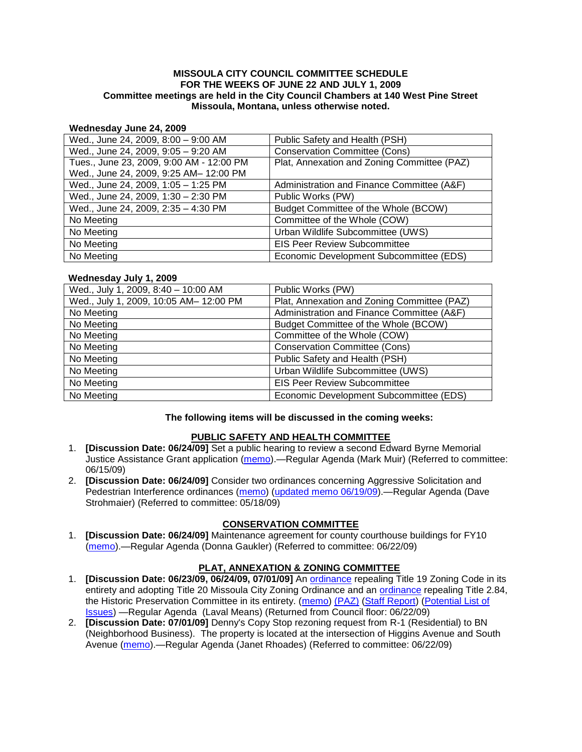**MISSOULA CITY COUNCIL COMMITTEE SCHEDULE**
**FOR THE WEEKS OF JUNE 22 AND JULY 1, 2009**
**Committee meetings are held in the City Council Chambers at 140 West Pine Street**
**Missoula, Montana, unless otherwise noted.**

**Wednesday June 24, 2009**

| | |
|---|---|
| Wed., June 24, 2009, 8:00 – 9:00 AM | Public Safety and Health (PSH) |
| Wed., June 24, 2009, 9:05 – 9:20 AM | Conservation Committee (Cons) |
| Tues., June 23, 2009, 9:00 AM - 12:00 PM<br>Wed., June 24, 2009, 9:25 AM– 12:00 PM | Plat, Annexation and Zoning Committee (PAZ) |
| Wed., June 24, 2009, 1:05 – 1:25 PM | Administration and Finance Committee (A&F) |
| Wed., June 24, 2009, 1:30 – 2:30 PM | Public Works (PW) |
| Wed., June 24, 2009, 2:35 – 4:30 PM | Budget Committee of the Whole (BCOW) |
| No Meeting | Committee of the Whole (COW) |
| No Meeting | Urban Wildlife Subcommittee (UWS) |
| No Meeting | EIS Peer Review Subcommittee |
| No Meeting | Economic Development Subcommittee (EDS) |

**Wednesday July 1, 2009**

| | |
|---|---|
| Wed., July 1, 2009, 8:40 – 10:00 AM | Public Works (PW) |
| Wed., July 1, 2009, 10:05 AM– 12:00 PM | Plat, Annexation and Zoning Committee (PAZ) |
| No Meeting | Administration and Finance Committee (A&F) |
| No Meeting | Budget Committee of the Whole (BCOW) |
| No Meeting | Committee of the Whole (COW) |
| No Meeting | Conservation Committee (Cons) |
| No Meeting | Public Safety and Health (PSH) |
| No Meeting | Urban Wildlife Subcommittee (UWS) |
| No Meeting | EIS Peer Review Subcommittee |
| No Meeting | Economic Development Subcommittee (EDS) |

**The following items will be discussed in the coming weeks:**

## PUBLIC SAFETY AND HEALTH COMMITTEE

1. **[Discussion Date: 06/24/09]** Set a public hearing to review a second Edward Byrne Memorial Justice Assistance Grant application (memo).—Regular Agenda (Mark Muir) (Referred to committee: 06/15/09)
2. **[Discussion Date: 06/24/09]** Consider two ordinances concerning Aggressive Solicitation and Pedestrian Interference ordinances (memo) (updated memo 06/19/09).—Regular Agenda (Dave Strohmaier) (Referred to committee: 05/18/09)

## CONSERVATION COMMITTEE

1. **[Discussion Date: 06/24/09]** Maintenance agreement for county courthouse buildings for FY10 (memo).—Regular Agenda (Donna Gaukler) (Referred to committee: 06/22/09)

## PLAT, ANNEXATION & ZONING COMMITTEE

1. **[Discussion Date: 06/23/09, 06/24/09, 07/01/09]** An ordinance repealing Title 19 Zoning Code in its entirety and adopting Title 20 Missoula City Zoning Ordinance and an ordinance repealing Title 2.84, the Historic Preservation Committee in its entirety. (memo) (PAZ) (Staff Report) (Potential List of Issues) —Regular Agenda (Laval Means) (Returned from Council floor: 06/22/09)
2. **[Discussion Date: 07/01/09]** Denny's Copy Stop rezoning request from R-1 (Residential) to BN (Neighborhood Business). The property is located at the intersection of Higgins Avenue and South Avenue (memo).—Regular Agenda (Janet Rhoades) (Referred to committee: 06/22/09)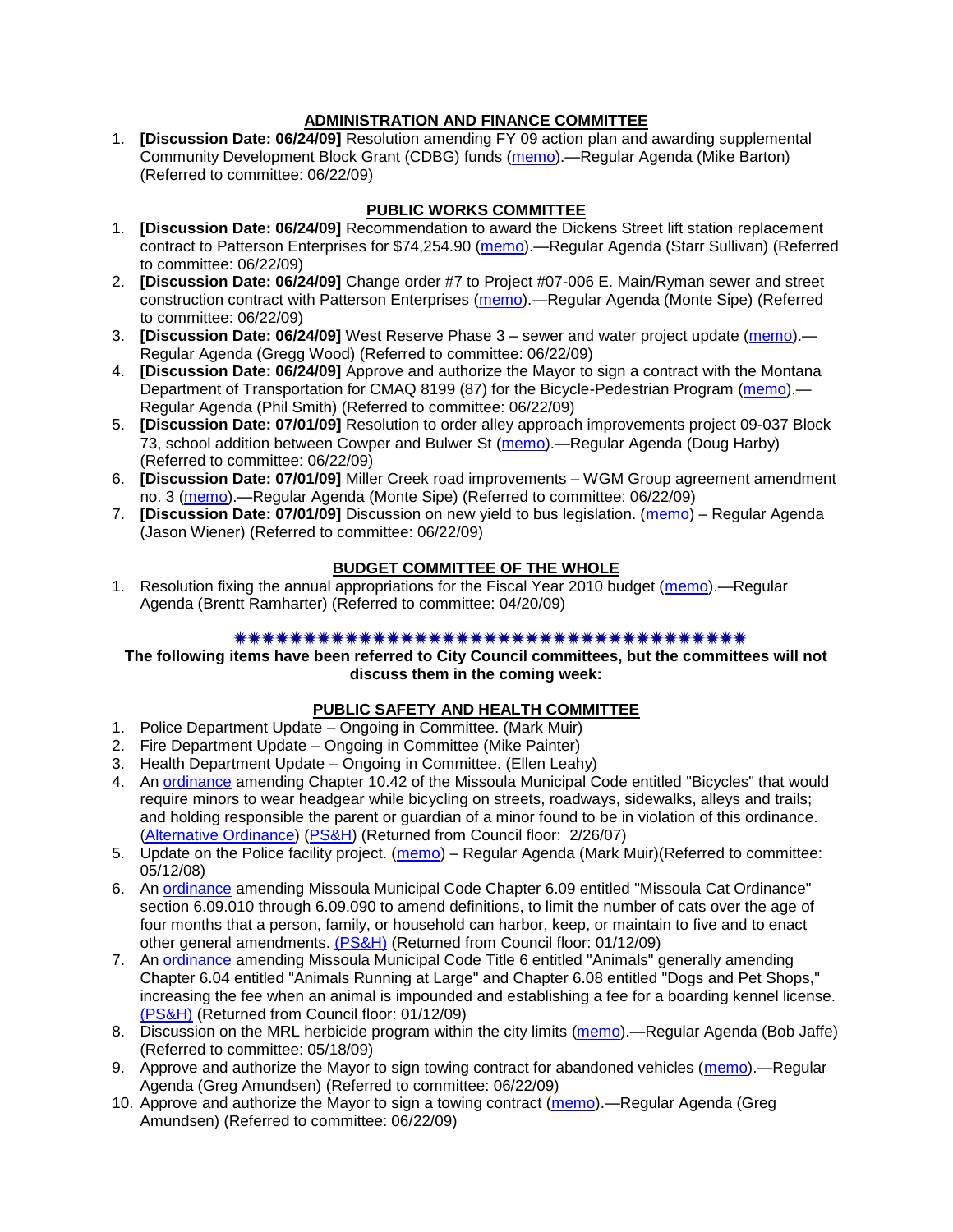## ADMINISTRATION AND FINANCE COMMITTEE

1. **[Discussion Date: 06/24/09]** Resolution amending FY 09 action plan and awarding supplemental Community Development Block Grant (CDBG) funds (memo).—Regular Agenda (Mike Barton) (Referred to committee: 06/22/09)

## PUBLIC WORKS COMMITTEE

1. **[Discussion Date: 06/24/09]** Recommendation to award the Dickens Street lift station replacement contract to Patterson Enterprises for $74,254.90 (memo).—Regular Agenda (Starr Sullivan) (Referred to committee: 06/22/09)
2. **[Discussion Date: 06/24/09]** Change order #7 to Project #07-006 E. Main/Ryman sewer and street construction contract with Patterson Enterprises (memo).—Regular Agenda (Monte Sipe) (Referred to committee: 06/22/09)
3. **[Discussion Date: 06/24/09]** West Reserve Phase 3 – sewer and water project update (memo).—Regular Agenda (Gregg Wood) (Referred to committee: 06/22/09)
4. **[Discussion Date: 06/24/09]** Approve and authorize the Mayor to sign a contract with the Montana Department of Transportation for CMAQ 8199 (87) for the Bicycle-Pedestrian Program (memo).—Regular Agenda (Phil Smith) (Referred to committee: 06/22/09)
5. **[Discussion Date: 07/01/09]** Resolution to order alley approach improvements project 09-037 Block 73, school addition between Cowper and Bulwer St (memo).—Regular Agenda (Doug Harby) (Referred to committee: 06/22/09)
6. **[Discussion Date: 07/01/09]** Miller Creek road improvements – WGM Group agreement amendment no. 3 (memo).—Regular Agenda (Monte Sipe) (Referred to committee: 06/22/09)
7. **[Discussion Date: 07/01/09]** Discussion on new yield to bus legislation. (memo) – Regular Agenda (Jason Wiener) (Referred to committee: 06/22/09)

## BUDGET COMMITTEE OF THE WHOLE

1. Resolution fixing the annual appropriations for the Fiscal Year 2010 budget (memo).—Regular Agenda (Brentt Ramharter) (Referred to committee: 04/20/09)

✷✷✷✷✷✷✷✷✷✷✷✷✷✷✷✷✷✷✷✷✷✷✷✷✷✷✷✷✷✷✷✷✷✷✷✷✷✷✷✷

**The following items have been referred to City Council committees, but the committees will not discuss them in the coming week:**

## PUBLIC SAFETY AND HEALTH COMMITTEE

1. Police Department Update – Ongoing in Committee. (Mark Muir)
2. Fire Department Update – Ongoing in Committee (Mike Painter)
3. Health Department Update – Ongoing in Committee. (Ellen Leahy)
4. An ordinance amending Chapter 10.42 of the Missoula Municipal Code entitled "Bicycles" that would require minors to wear headgear while bicycling on streets, roadways, sidewalks, alleys and trails; and holding responsible the parent or guardian of a minor found to be in violation of this ordinance. (Alternative Ordinance) (PS&H) (Returned from Council floor: 2/26/07)
5. Update on the Police facility project. (memo) – Regular Agenda (Mark Muir)(Referred to committee: 05/12/08)
6. An ordinance amending Missoula Municipal Code Chapter 6.09 entitled "Missoula Cat Ordinance" section 6.09.010 through 6.09.090 to amend definitions, to limit the number of cats over the age of four months that a person, family, or household can harbor, keep, or maintain to five and to enact other general amendments. (PS&H) (Returned from Council floor: 01/12/09)
7. An ordinance amending Missoula Municipal Code Title 6 entitled "Animals" generally amending Chapter 6.04 entitled "Animals Running at Large" and Chapter 6.08 entitled "Dogs and Pet Shops," increasing the fee when an animal is impounded and establishing a fee for a boarding kennel license. (PS&H) (Returned from Council floor: 01/12/09)
8. Discussion on the MRL herbicide program within the city limits (memo).—Regular Agenda (Bob Jaffe) (Referred to committee: 05/18/09)
9. Approve and authorize the Mayor to sign towing contract for abandoned vehicles (memo).—Regular Agenda (Greg Amundsen) (Referred to committee: 06/22/09)
10. Approve and authorize the Mayor to sign a towing contract (memo).—Regular Agenda (Greg Amundsen) (Referred to committee: 06/22/09)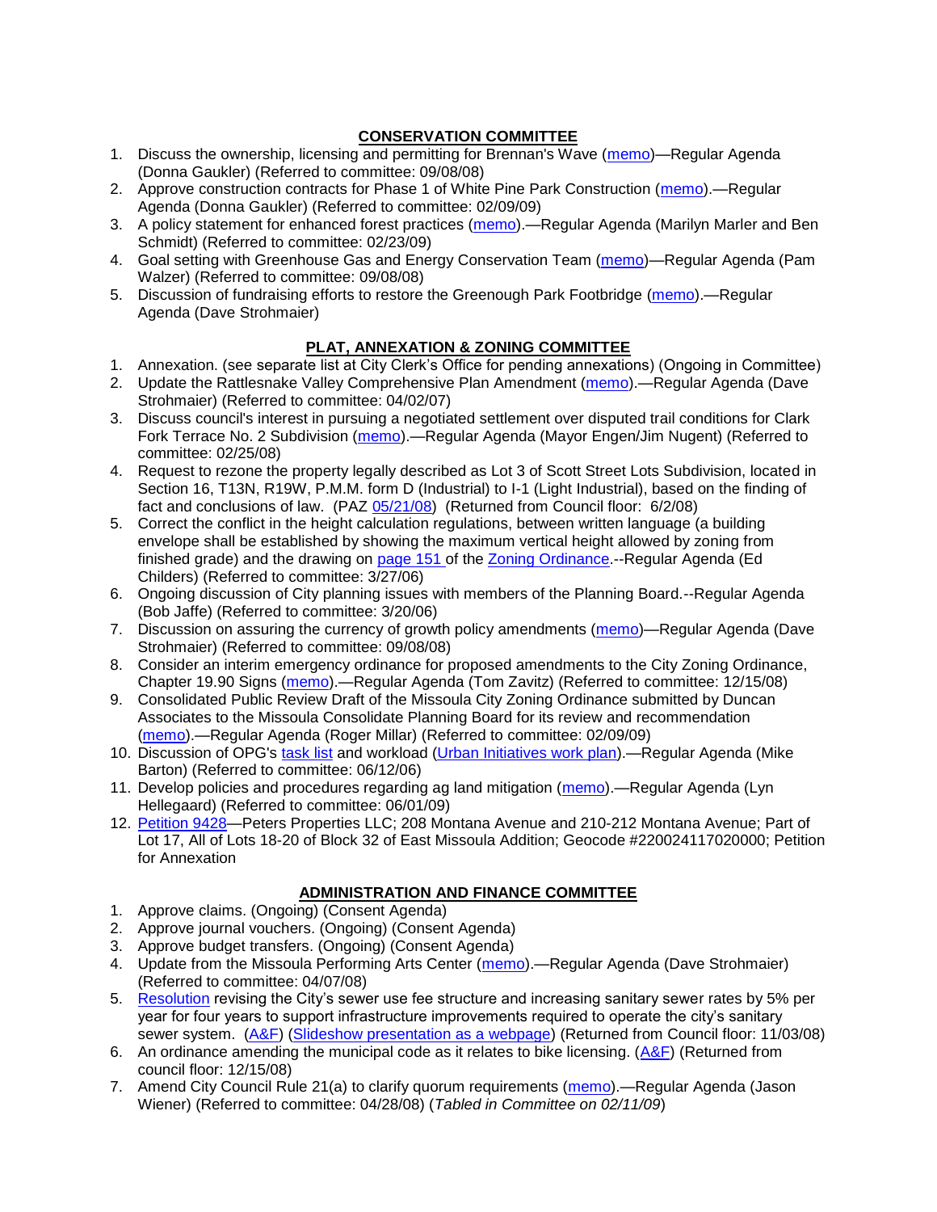## CONSERVATION COMMITTEE

1. Discuss the ownership, licensing and permitting for Brennan's Wave (memo)—Regular Agenda (Donna Gaukler) (Referred to committee: 09/08/08)
2. Approve construction contracts for Phase 1 of White Pine Park Construction (memo).—Regular Agenda (Donna Gaukler) (Referred to committee: 02/09/09)
3. A policy statement for enhanced forest practices (memo).—Regular Agenda (Marilyn Marler and Ben Schmidt) (Referred to committee: 02/23/09)
4. Goal setting with Greenhouse Gas and Energy Conservation Team (memo)—Regular Agenda (Pam Walzer) (Referred to committee: 09/08/08)
5. Discussion of fundraising efforts to restore the Greenough Park Footbridge (memo).—Regular Agenda (Dave Strohmaier)

## PLAT, ANNEXATION & ZONING COMMITTEE

1. Annexation. (see separate list at City Clerk's Office for pending annexations) (Ongoing in Committee)
2. Update the Rattlesnake Valley Comprehensive Plan Amendment (memo).—Regular Agenda (Dave Strohmaier) (Referred to committee: 04/02/07)
3. Discuss council's interest in pursuing a negotiated settlement over disputed trail conditions for Clark Fork Terrace No. 2 Subdivision (memo).—Regular Agenda (Mayor Engen/Jim Nugent) (Referred to committee: 02/25/08)
4. Request to rezone the property legally described as Lot 3 of Scott Street Lots Subdivision, located in Section 16, T13N, R19W, P.M.M. form D (Industrial) to I-1 (Light Industrial), based on the finding of fact and conclusions of law. (PAZ 05/21/08) (Returned from Council floor: 6/2/08)
5. Correct the conflict in the height calculation regulations, between written language (a building envelope shall be established by showing the maximum vertical height allowed by zoning from finished grade) and the drawing on page 151 of the Zoning Ordinance.--Regular Agenda (Ed Childers) (Referred to committee: 3/27/06)
6. Ongoing discussion of City planning issues with members of the Planning Board.--Regular Agenda (Bob Jaffe) (Referred to committee: 3/20/06)
7. Discussion on assuring the currency of growth policy amendments (memo)—Regular Agenda (Dave Strohmaier) (Referred to committee: 09/08/08)
8. Consider an interim emergency ordinance for proposed amendments to the City Zoning Ordinance, Chapter 19.90 Signs (memo).—Regular Agenda (Tom Zavitz) (Referred to committee: 12/15/08)
9. Consolidated Public Review Draft of the Missoula City Zoning Ordinance submitted by Duncan Associates to the Missoula Consolidate Planning Board for its review and recommendation (memo).—Regular Agenda (Roger Millar) (Referred to committee: 02/09/09)
10. Discussion of OPG's task list and workload (Urban Initiatives work plan).—Regular Agenda (Mike Barton) (Referred to committee: 06/12/06)
11. Develop policies and procedures regarding ag land mitigation (memo).—Regular Agenda (Lyn Hellegaard) (Referred to committee: 06/01/09)
12. Petition 9428—Peters Properties LLC; 208 Montana Avenue and 210-212 Montana Avenue; Part of Lot 17, All of Lots 18-20 of Block 32 of East Missoula Addition; Geocode #220024117020000; Petition for Annexation

## ADMINISTRATION AND FINANCE COMMITTEE

1. Approve claims. (Ongoing) (Consent Agenda)
2. Approve journal vouchers. (Ongoing) (Consent Agenda)
3. Approve budget transfers. (Ongoing) (Consent Agenda)
4. Update from the Missoula Performing Arts Center (memo).—Regular Agenda (Dave Strohmaier) (Referred to committee: 04/07/08)
5. Resolution revising the City's sewer use fee structure and increasing sanitary sewer rates by 5% per year for four years to support infrastructure improvements required to operate the city's sanitary sewer system. (A&F) (Slideshow presentation as a webpage) (Returned from Council floor: 11/03/08)
6. An ordinance amending the municipal code as it relates to bike licensing. (A&F) (Returned from council floor: 12/15/08)
7. Amend City Council Rule 21(a) to clarify quorum requirements (memo).—Regular Agenda (Jason Wiener) (Referred to committee: 04/28/08) (*Tabled in Committee on 02/11/09*)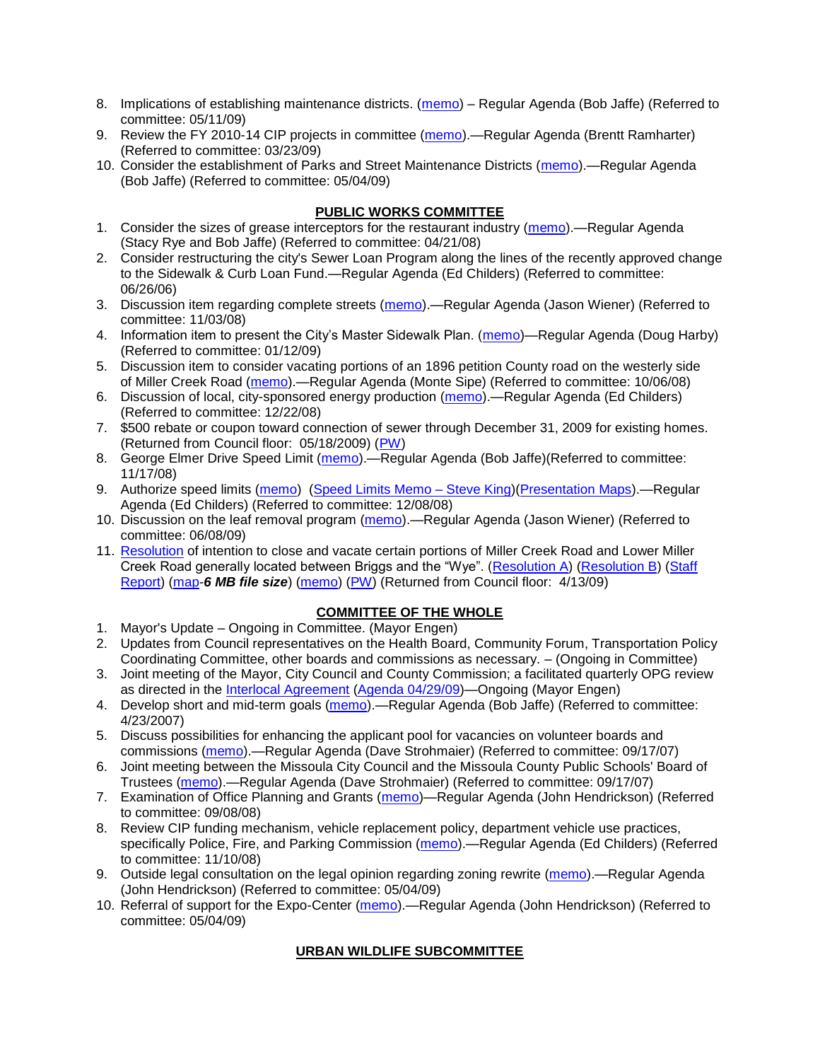8. Implications of establishing maintenance districts. (memo) – Regular Agenda (Bob Jaffe) (Referred to committee: 05/11/09)
9. Review the FY 2010-14 CIP projects in committee (memo).—Regular Agenda (Brentt Ramharter) (Referred to committee: 03/23/09)
10. Consider the establishment of Parks and Street Maintenance Districts (memo).—Regular Agenda (Bob Jaffe) (Referred to committee: 05/04/09)

## PUBLIC WORKS COMMITTEE

1. Consider the sizes of grease interceptors for the restaurant industry (memo).—Regular Agenda (Stacy Rye and Bob Jaffe) (Referred to committee: 04/21/08)
2. Consider restructuring the city's Sewer Loan Program along the lines of the recently approved change to the Sidewalk & Curb Loan Fund.—Regular Agenda (Ed Childers) (Referred to committee: 06/26/06)
3. Discussion item regarding complete streets (memo).—Regular Agenda (Jason Wiener) (Referred to committee: 11/03/08)
4. Information item to present the City's Master Sidewalk Plan. (memo)—Regular Agenda (Doug Harby) (Referred to committee: 01/12/09)
5. Discussion item to consider vacating portions of an 1896 petition County road on the westerly side of Miller Creek Road (memo).—Regular Agenda (Monte Sipe) (Referred to committee: 10/06/08)
6. Discussion of local, city-sponsored energy production (memo).—Regular Agenda (Ed Childers) (Referred to committee: 12/22/08)
7. $500 rebate or coupon toward connection of sewer through December 31, 2009 for existing homes. (Returned from Council floor: 05/18/2009) (PW)
8. George Elmer Drive Speed Limit (memo).—Regular Agenda (Bob Jaffe)(Referred to committee: 11/17/08)
9. Authorize speed limits (memo) (Speed Limits Memo – Steve King)(Presentation Maps).—Regular Agenda (Ed Childers) (Referred to committee: 12/08/08)
10. Discussion on the leaf removal program (memo).—Regular Agenda (Jason Wiener) (Referred to committee: 06/08/09)
11. Resolution of intention to close and vacate certain portions of Miller Creek Road and Lower Miller Creek Road generally located between Briggs and the "Wye". (Resolution A) (Resolution B) (Staff Report) (map-***6 MB file size***) (memo) (PW) (Returned from Council floor: 4/13/09)

## COMMITTEE OF THE WHOLE

1. Mayor's Update – Ongoing in Committee. (Mayor Engen)
2. Updates from Council representatives on the Health Board, Community Forum, Transportation Policy Coordinating Committee, other boards and commissions as necessary. – (Ongoing in Committee)
3. Joint meeting of the Mayor, City Council and County Commission; a facilitated quarterly OPG review as directed in the Interlocal Agreement (Agenda 04/29/09)—Ongoing (Mayor Engen)
4. Develop short and mid-term goals (memo).—Regular Agenda (Bob Jaffe) (Referred to committee: 4/23/2007)
5. Discuss possibilities for enhancing the applicant pool for vacancies on volunteer boards and commissions (memo).—Regular Agenda (Dave Strohmaier) (Referred to committee: 09/17/07)
6. Joint meeting between the Missoula City Council and the Missoula County Public Schools' Board of Trustees (memo).—Regular Agenda (Dave Strohmaier) (Referred to committee: 09/17/07)
7. Examination of Office Planning and Grants (memo)—Regular Agenda (John Hendrickson) (Referred to committee: 09/08/08)
8. Review CIP funding mechanism, vehicle replacement policy, department vehicle use practices, specifically Police, Fire, and Parking Commission (memo).—Regular Agenda (Ed Childers) (Referred to committee: 11/10/08)
9. Outside legal consultation on the legal opinion regarding zoning rewrite (memo).—Regular Agenda (John Hendrickson) (Referred to committee: 05/04/09)
10. Referral of support for the Expo-Center (memo).—Regular Agenda (John Hendrickson) (Referred to committee: 05/04/09)

## URBAN WILDLIFE SUBCOMMITTEE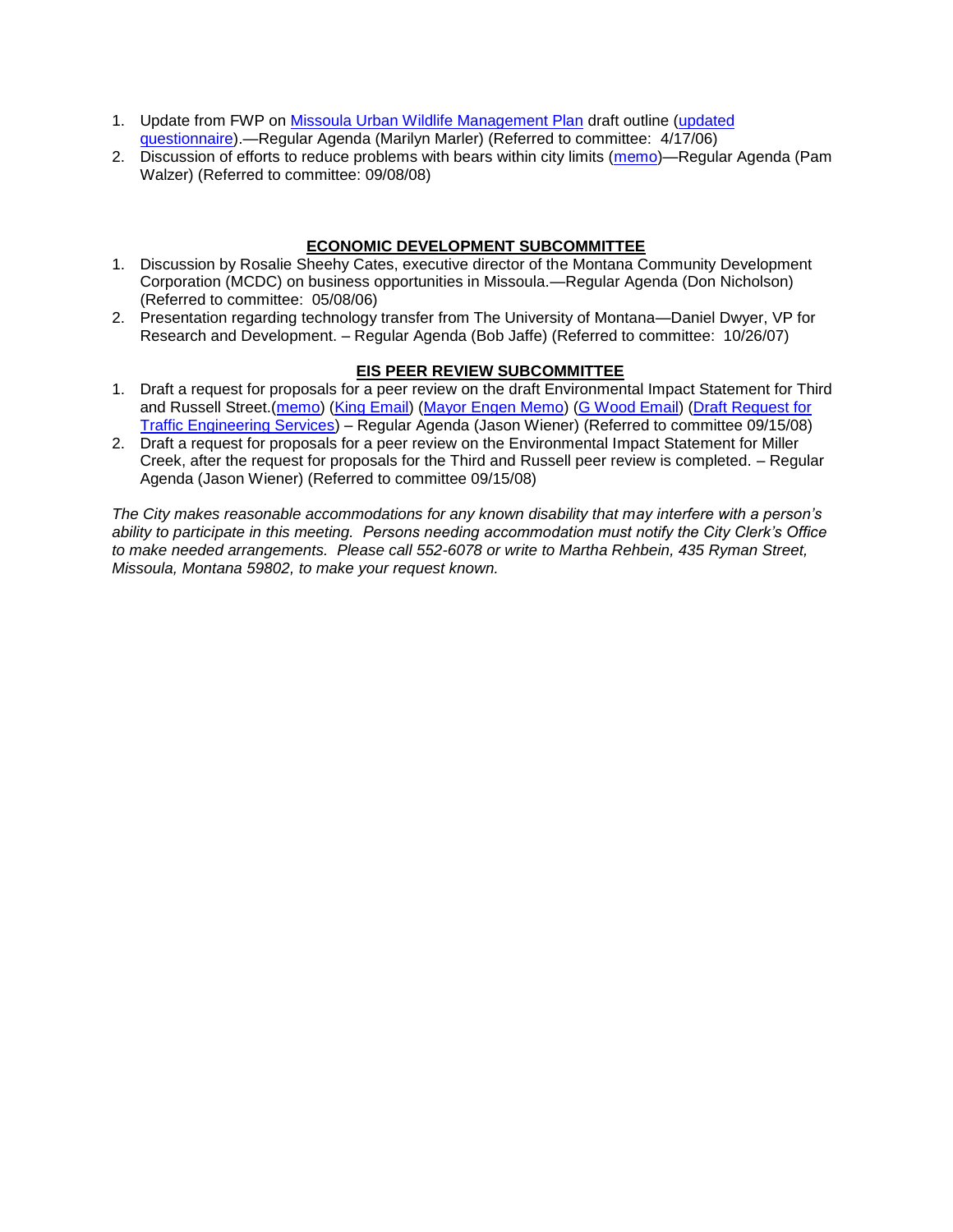1. Update from FWP on Missoula Urban Wildlife Management Plan draft outline (updated questionnaire).—Regular Agenda (Marilyn Marler) (Referred to committee: 4/17/06)
2. Discussion of efforts to reduce problems with bears within city limits (memo)—Regular Agenda (Pam Walzer) (Referred to committee: 09/08/08)

## ECONOMIC DEVELOPMENT SUBCOMMITTEE

1. Discussion by Rosalie Sheehy Cates, executive director of the Montana Community Development Corporation (MCDC) on business opportunities in Missoula.—Regular Agenda (Don Nicholson) (Referred to committee: 05/08/06)
2. Presentation regarding technology transfer from The University of Montana—Daniel Dwyer, VP for Research and Development. – Regular Agenda (Bob Jaffe) (Referred to committee: 10/26/07)

## EIS PEER REVIEW SUBCOMMITTEE

1. Draft a request for proposals for a peer review on the draft Environmental Impact Statement for Third and Russell Street.(memo) (King Email) (Mayor Engen Memo) (G Wood Email) (Draft Request for Traffic Engineering Services) – Regular Agenda (Jason Wiener) (Referred to committee 09/15/08)
2. Draft a request for proposals for a peer review on the Environmental Impact Statement for Miller Creek, after the request for proposals for the Third and Russell peer review is completed. – Regular Agenda (Jason Wiener) (Referred to committee 09/15/08)

*The City makes reasonable accommodations for any known disability that may interfere with a person's ability to participate in this meeting. Persons needing accommodation must notify the City Clerk's Office to make needed arrangements. Please call 552-6078 or write to Martha Rehbein, 435 Ryman Street, Missoula, Montana 59802, to make your request known.*